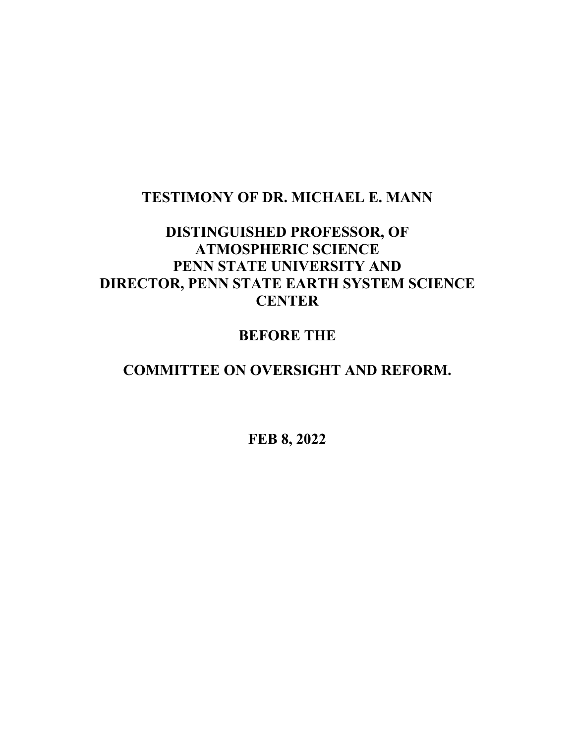# TESTIMONY OF DR. MICHAEL E. MANN

## DISTINGUISHED PROFESSOR, OF ATMOSPHERIC SCIENCE PENN STATE UNIVERSITY AND DIRECTOR, PENN STATE EARTH SYSTEM SCIENCE CENTER

## BEFORE THE

## COMMITTEE ON OVERSIGHT AND REFORM.

**FEB 8, 2022**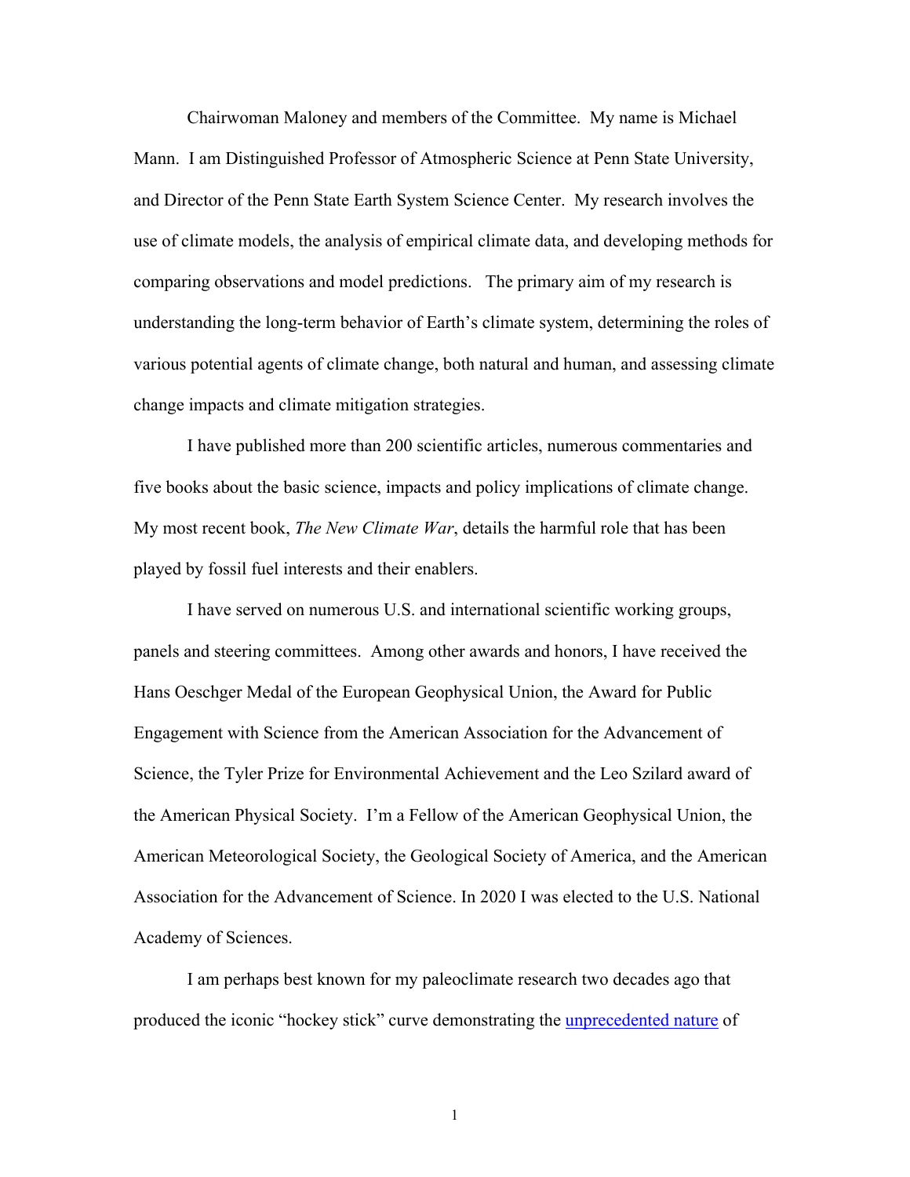Chairwoman Maloney and members of the Committee. My name is Michael Mann. I am Distinguished Professor of Atmospheric Science at Penn State University, and Director of the Penn State Earth System Science Center. My research involves the use of climate models, the analysis of empirical climate data, and developing methods for comparing observations and model predictions. The primary aim of my research is understanding the long-term behavior of Earth's climate system, determining the roles of various potential agents of climate change, both natural and human, and assessing climate change impacts and climate mitigation strategies.

I have published more than 200 scientific articles, numerous commentaries and five books about the basic science, impacts and policy implications of climate change. My most recent book, *The New Climate War*, details the harmful role that has been played by fossil fuel interests and their enablers.

I have served on numerous U.S. and international scientific working groups, panels and steering committees. Among other awards and honors, I have received the Hans Oeschger Medal of the European Geophysical Union, the Award for Public Engagement with Science from the American Association for the Advancement of Science, the Tyler Prize for Environmental Achievement and the Leo Szilard award of the American Physical Society. I'm a Fellow of the American Geophysical Union, the American Meteorological Society, the Geological Society of America, and the American Association for the Advancement of Science. In 2020 I was elected to the U.S. National Academy of Sciences.

I am perhaps best known for my paleoclimate research two decades ago that produced the iconic "hockey stick" curve demonstrating the unprecedented nature of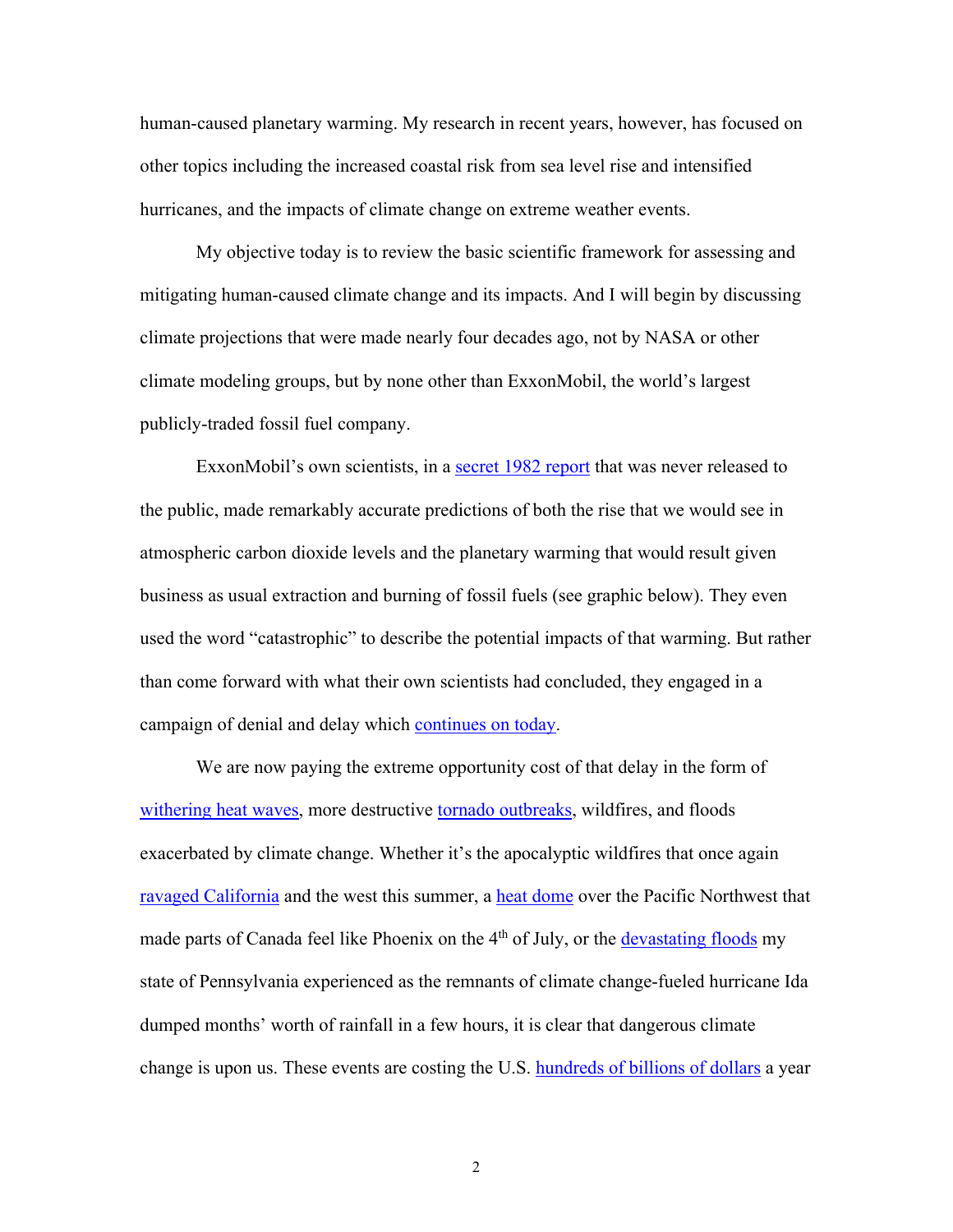human-caused planetary warming. My research in recent years, however, has focused on other topics including the increased coastal risk from sea level rise and intensified hurricanes, and the impacts of climate change on extreme weather events.

My objective today is to review the basic scientific framework for assessing and mitigating human-caused climate change and its impacts. And I will begin by discussing climate projections that were made nearly four decades ago, not by NASA or other climate modeling groups, but by none other than ExxonMobil, the world's largest publicly-traded fossil fuel company.

ExxonMobil's own scientists, in a secret 1982 report that was never released to the public, made remarkably accurate predictions of both the rise that we would see in atmospheric carbon dioxide levels and the planetary warming that would result given business as usual extraction and burning of fossil fuels (see graphic below). They even used the word "catastrophic" to describe the potential impacts of that warming. But rather than come forward with what their own scientists had concluded, they engaged in a campaign of denial and delay which continues on today.

We are now paying the extreme opportunity cost of that delay in the form of withering heat waves, more destructive tornado outbreaks, wildfires, and floods exacerbated by climate change. Whether it's the apocalyptic wildfires that once again ravaged California and the west this summer, a heat dome over the Pacific Northwest that made parts of Canada feel like Phoenix on the 4th of July, or the devastating floods my state of Pennsylvania experienced as the remnants of climate change-fueled hurricane Ida dumped months' worth of rainfall in a few hours, it is clear that dangerous climate change is upon us. These events are costing the U.S. hundreds of billions of dollars a year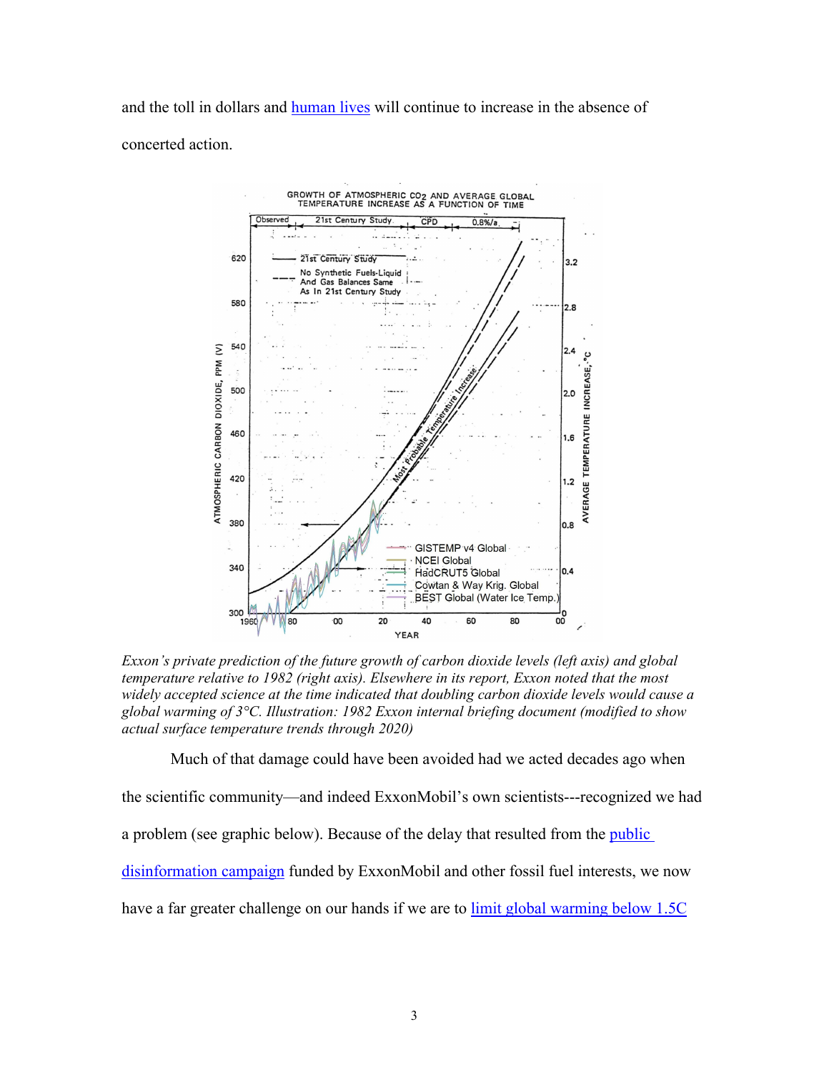and the toll in dollars and [human lives](#) will continue to increase in the absence of concerted action.

*Exxon's private prediction of the future growth of carbon dioxide levels (left axis) and global temperature relative to 1982 (right axis). Elsewhere in its report, Exxon noted that the most widely accepted science at the time indicated that doubling carbon dioxide levels would cause a global warming of 3°C. Illustration: 1982 Exxon internal briefing document (modified to show actual surface temperature trends through 2020)*

Much of that damage could have been avoided had we acted decades ago when the scientific community—and indeed ExxonMobil's own scientists---recognized we had a problem (see graphic below). Because of the delay that resulted from the [public disinformation campaign](#) funded by ExxonMobil and other fossil fuel interests, we now have a far greater challenge on our hands if we are to [limit global warming below 1.5C](#)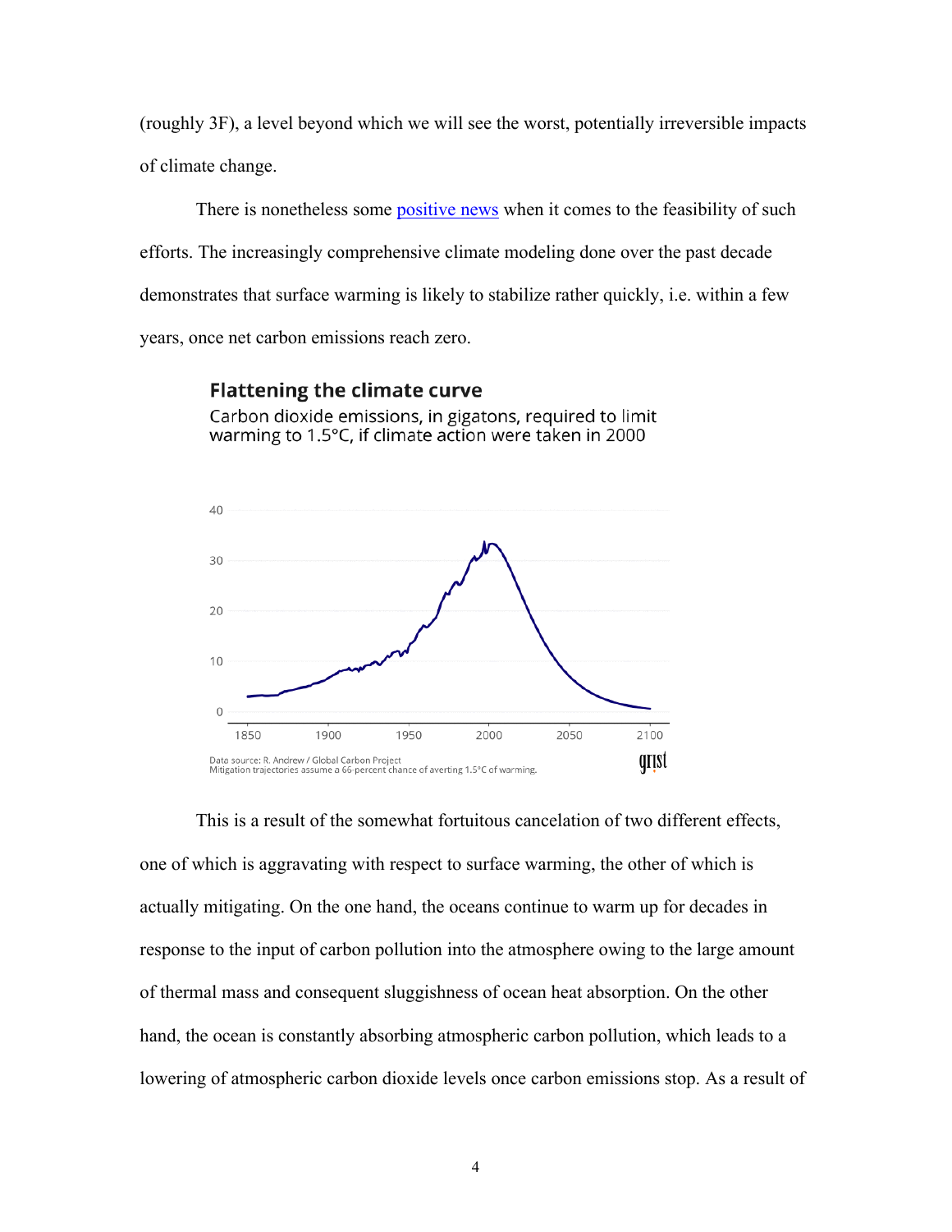(roughly 3F), a level beyond which we will see the worst, potentially irreversible impacts of climate change.

There is nonetheless some [positive news](positive news) when it comes to the feasibility of such efforts. The increasingly comprehensive climate modeling done over the past decade demonstrates that surface warming is likely to stabilize rather quickly, i.e. within a few years, once net carbon emissions reach zero.

**Flattening the climate curve**

Carbon dioxide emissions, in gigatons, required to limit warming to 1.5°C, if climate action were taken in 2000

Data source: R. Andrew / Global Carbon Project
Mitigation trajectories assume a 66-percent chance of averting 1.5°C of warming.

grist

This is a result of the somewhat fortuitous cancelation of two different effects, one of which is aggravating with respect to surface warming, the other of which is actually mitigating. On the one hand, the oceans continue to warm up for decades in response to the input of carbon pollution into the atmosphere owing to the large amount of thermal mass and consequent sluggishness of ocean heat absorption. On the other hand, the ocean is constantly absorbing atmospheric carbon pollution, which leads to a lowering of atmospheric carbon dioxide levels once carbon emissions stop. As a result of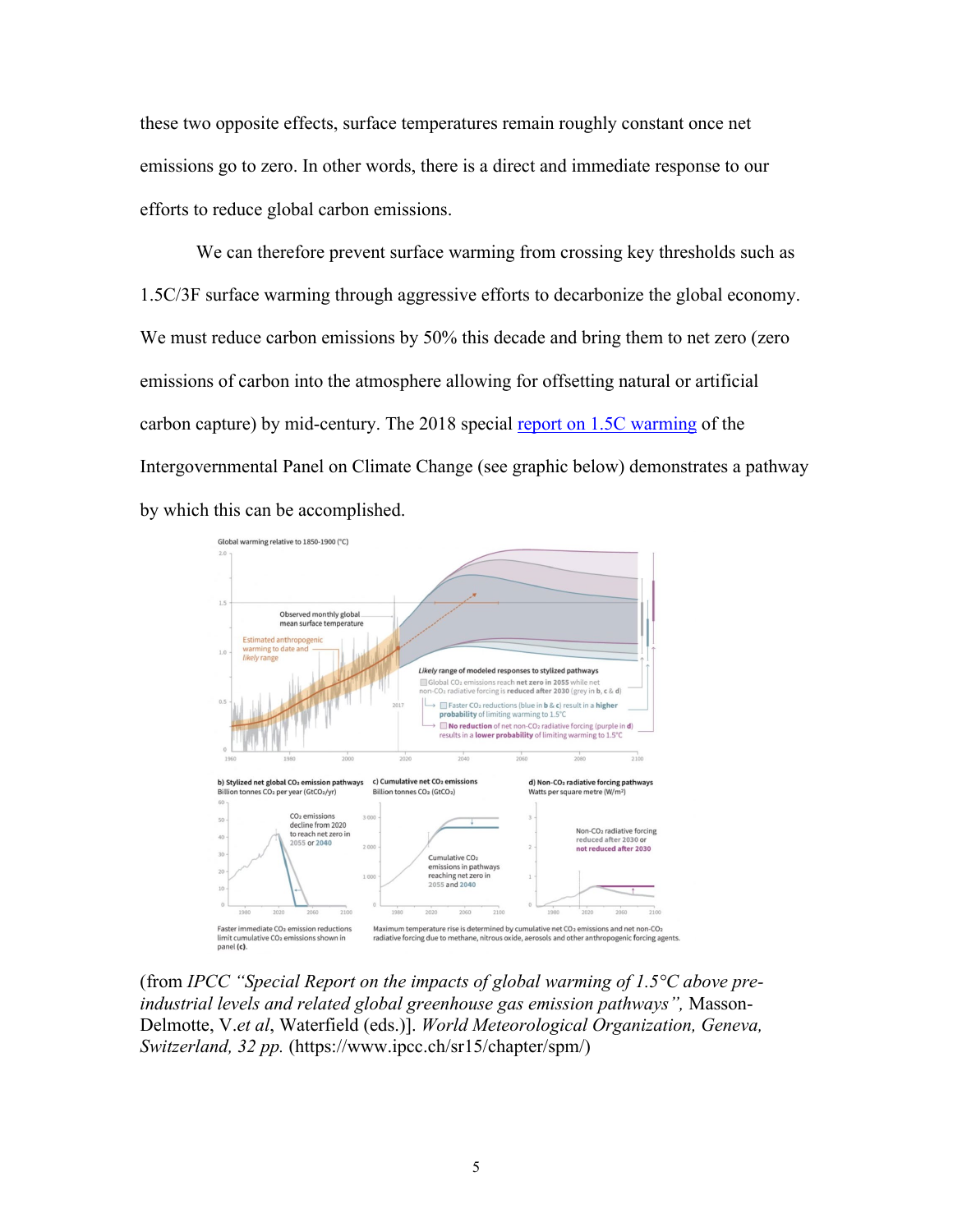these two opposite effects, surface temperatures remain roughly constant once net emissions go to zero. In other words, there is a direct and immediate response to our efforts to reduce global carbon emissions.

We can therefore prevent surface warming from crossing key thresholds such as 1.5C/3F surface warming through aggressive efforts to decarbonize the global economy. We must reduce carbon emissions by 50% this decade and bring them to net zero (zero emissions of carbon into the atmosphere allowing for offsetting natural or artificial carbon capture) by mid-century. The 2018 special [report on 1.5C warming](https://www.ipcc.ch/sr15/chapter/spm/) of the Intergovernmental Panel on Climate Change (see graphic below) demonstrates a pathway by which this can be accomplished.

(from *IPCC "Special Report on the impacts of global warming of 1.5°C above pre-industrial levels and related global greenhouse gas emission pathways",* Masson-Delmotte, V.*et al*, Waterfield (eds.)]. *World Meteorological Organization, Geneva, Switzerland, 32 pp.* (https://www.ipcc.ch/sr15/chapter/spm/)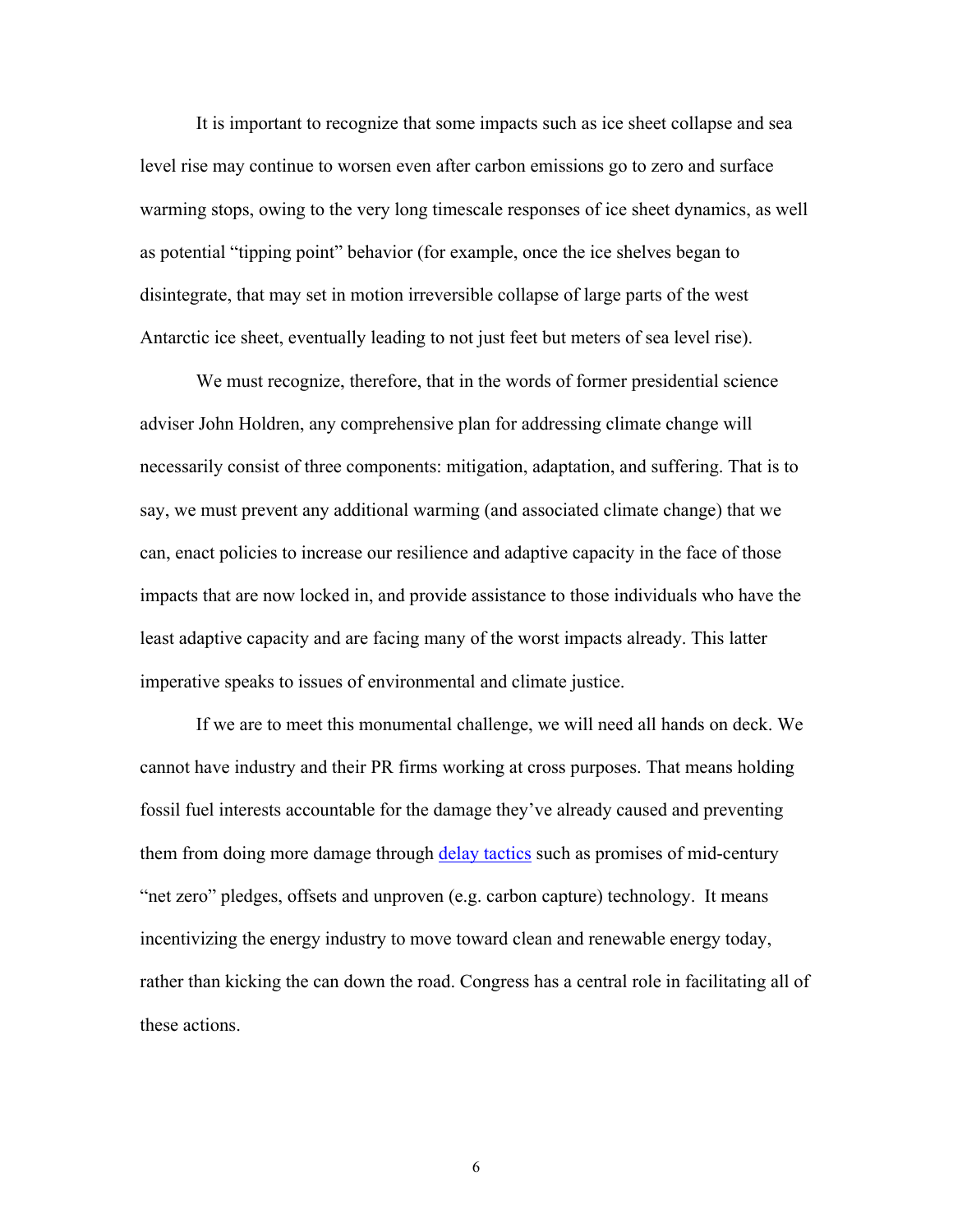It is important to recognize that some impacts such as ice sheet collapse and sea level rise may continue to worsen even after carbon emissions go to zero and surface warming stops, owing to the very long timescale responses of ice sheet dynamics, as well as potential "tipping point" behavior (for example, once the ice shelves began to disintegrate, that may set in motion irreversible collapse of large parts of the west Antarctic ice sheet, eventually leading to not just feet but meters of sea level rise).

We must recognize, therefore, that in the words of former presidential science adviser John Holdren, any comprehensive plan for addressing climate change will necessarily consist of three components: mitigation, adaptation, and suffering. That is to say, we must prevent any additional warming (and associated climate change) that we can, enact policies to increase our resilience and adaptive capacity in the face of those impacts that are now locked in, and provide assistance to those individuals who have the least adaptive capacity and are facing many of the worst impacts already. This latter imperative speaks to issues of environmental and climate justice.

If we are to meet this monumental challenge, we will need all hands on deck. We cannot have industry and their PR firms working at cross purposes. That means holding fossil fuel interests accountable for the damage they've already caused and preventing them from doing more damage through delay tactics such as promises of mid-century "net zero" pledges, offsets and unproven (e.g. carbon capture) technology. It means incentivizing the energy industry to move toward clean and renewable energy today, rather than kicking the can down the road. Congress has a central role in facilitating all of these actions.